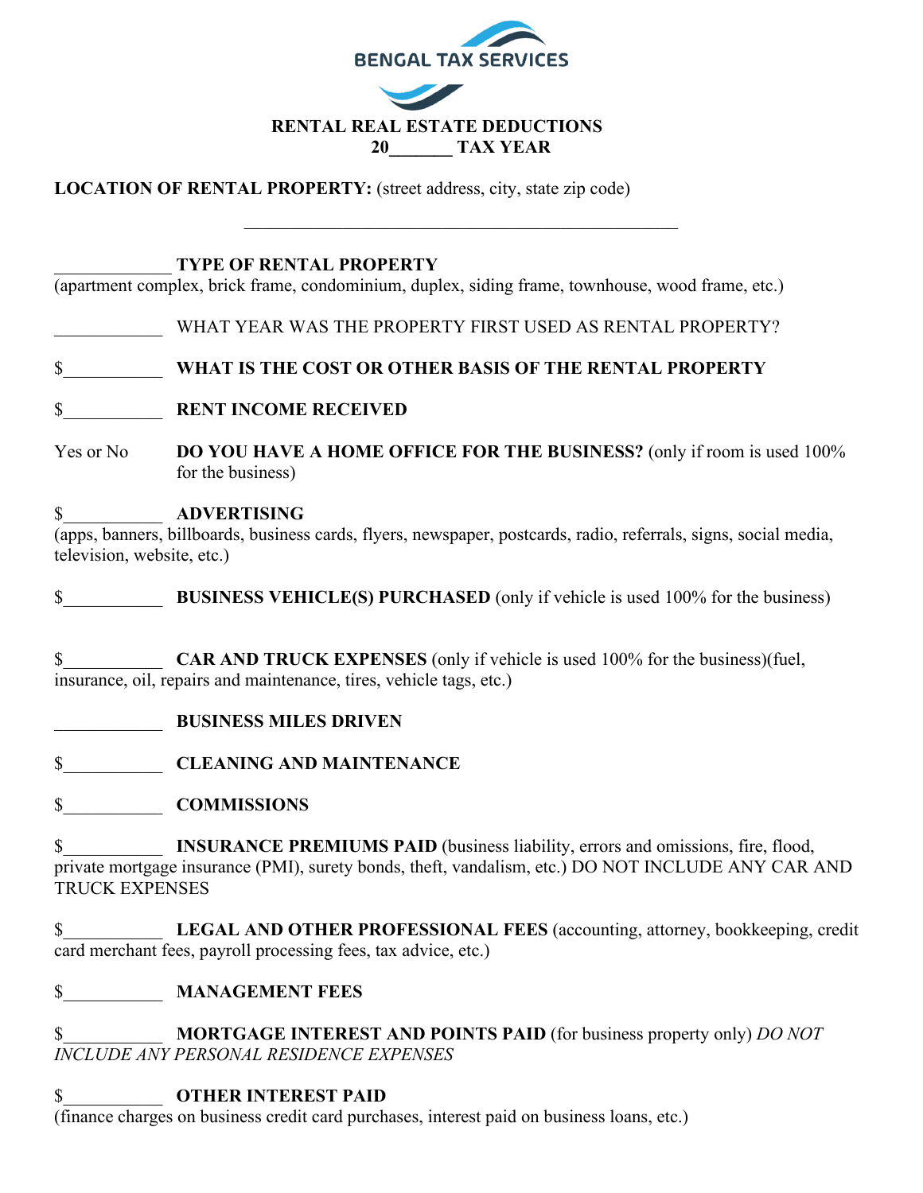BENGAL TAX SERVICES

**RENTAL REAL ESTATE DEDUCTIONS**
**20_______ TAX YEAR**

**LOCATION OF RENTAL PROPERTY:** (street address, city, state zip code)

_________________________________________________

_____________ **TYPE OF RENTAL PROPERTY**
(apartment complex, brick frame, condominium, duplex, siding frame, townhouse, wood frame, etc.)

____________ WHAT YEAR WAS THE PROPERTY FIRST USED AS RENTAL PROPERTY?

$___________ **WHAT IS THE COST OR OTHER BASIS OF THE RENTAL PROPERTY**

$___________ **RENT INCOME RECEIVED**

Yes or No **DO YOU HAVE A HOME OFFICE FOR THE BUSINESS?** (only if room is used 100% for the business)

$___________ **ADVERTISING**
(apps, banners, billboards, business cards, flyers, newspaper, postcards, radio, referrals, signs, social media, television, website, etc.)

$___________ **BUSINESS VEHICLE(S) PURCHASED** (only if vehicle is used 100% for the business)

$___________ **CAR AND TRUCK EXPENSES** (only if vehicle is used 100% for the business)(fuel, insurance, oil, repairs and maintenance, tires, vehicle tags, etc.)

____________ **BUSINESS MILES DRIVEN**

$___________ **CLEANING AND MAINTENANCE**

$___________ **COMMISSIONS**

$___________ **INSURANCE PREMIUMS PAID** (business liability, errors and omissions, fire, flood, private mortgage insurance (PMI), surety bonds, theft, vandalism, etc.) DO NOT INCLUDE ANY CAR AND TRUCK EXPENSES

$___________ **LEGAL AND OTHER PROFESSIONAL FEES** (accounting, attorney, bookkeeping, credit card merchant fees, payroll processing fees, tax advice, etc.)

$___________ **MANAGEMENT FEES**

$___________ **MORTGAGE INTEREST AND POINTS PAID** (for business property only) *DO NOT INCLUDE ANY PERSONAL RESIDENCE EXPENSES*

$___________ **OTHER INTEREST PAID**
(finance charges on business credit card purchases, interest paid on business loans, etc.)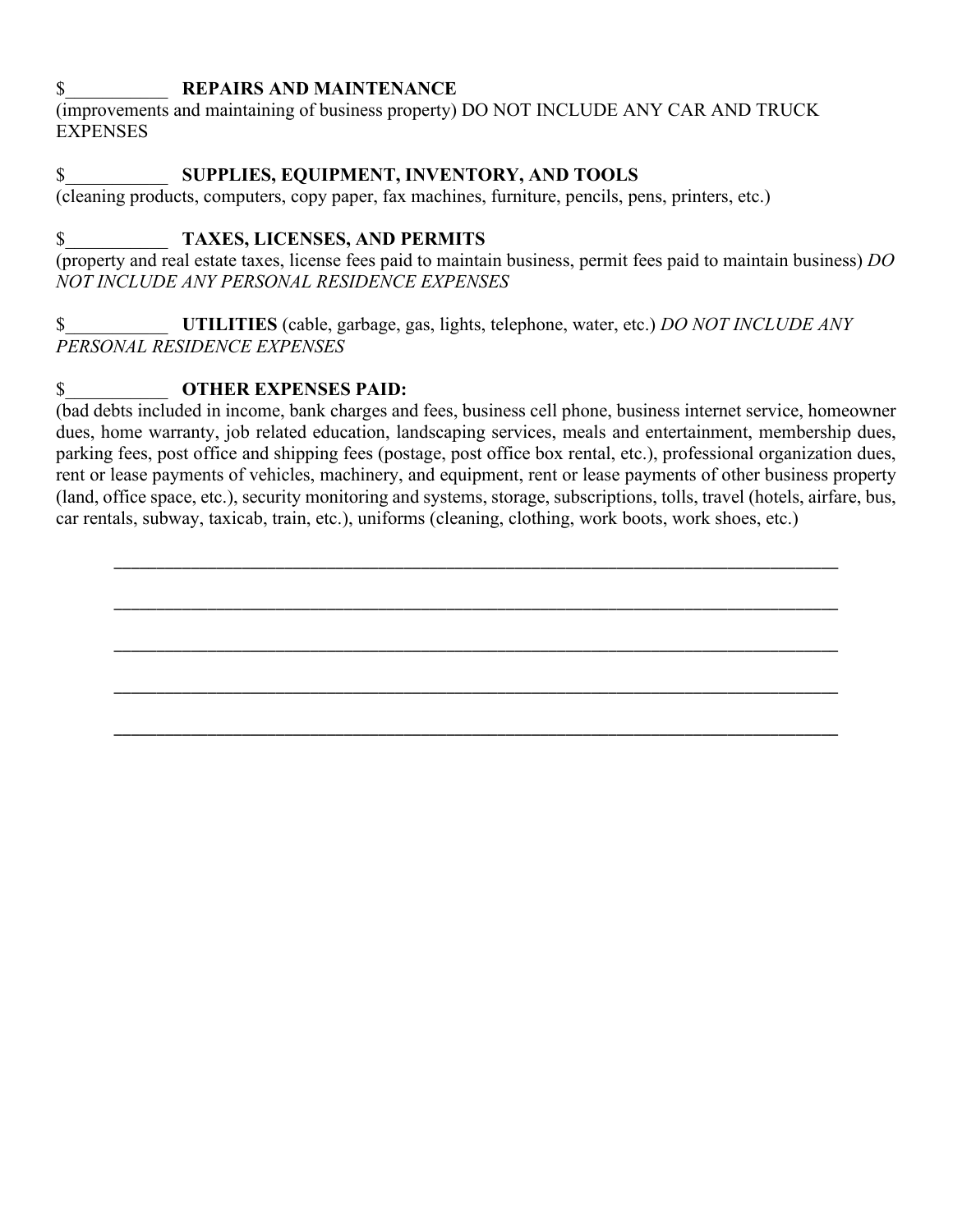$___________ **REPAIRS AND MAINTENANCE**
(improvements and maintaining of business property) DO NOT INCLUDE ANY CAR AND TRUCK EXPENSES

$___________ **SUPPLIES, EQUIPMENT, INVENTORY, AND TOOLS**
(cleaning products, computers, copy paper, fax machines, furniture, pencils, pens, printers, etc.)

$___________ **TAXES, LICENSES, AND PERMITS**
(property and real estate taxes, license fees paid to maintain business, permit fees paid to maintain business) *DO NOT INCLUDE ANY PERSONAL RESIDENCE EXPENSES*

$___________ **UTILITIES** (cable, garbage, gas, lights, telephone, water, etc.) *DO NOT INCLUDE ANY PERSONAL RESIDENCE EXPENSES*

$___________ **OTHER EXPENSES PAID:**
(bad debts included in income, bank charges and fees, business cell phone, business internet service, homeowner dues, home warranty, job related education, landscaping services, meals and entertainment, membership dues, parking fees, post office and shipping fees (postage, post office box rental, etc.), professional organization dues, rent or lease payments of vehicles, machinery, and equipment, rent or lease payments of other business property (land, office space, etc.), security monitoring and systems, storage, subscriptions, tolls, travel (hotels, airfare, bus, car rentals, subway, taxicab, train, etc.), uniforms (cleaning, clothing, work boots, work shoes, etc.)

______________________________________________________________________________

______________________________________________________________________________

______________________________________________________________________________

______________________________________________________________________________

______________________________________________________________________________